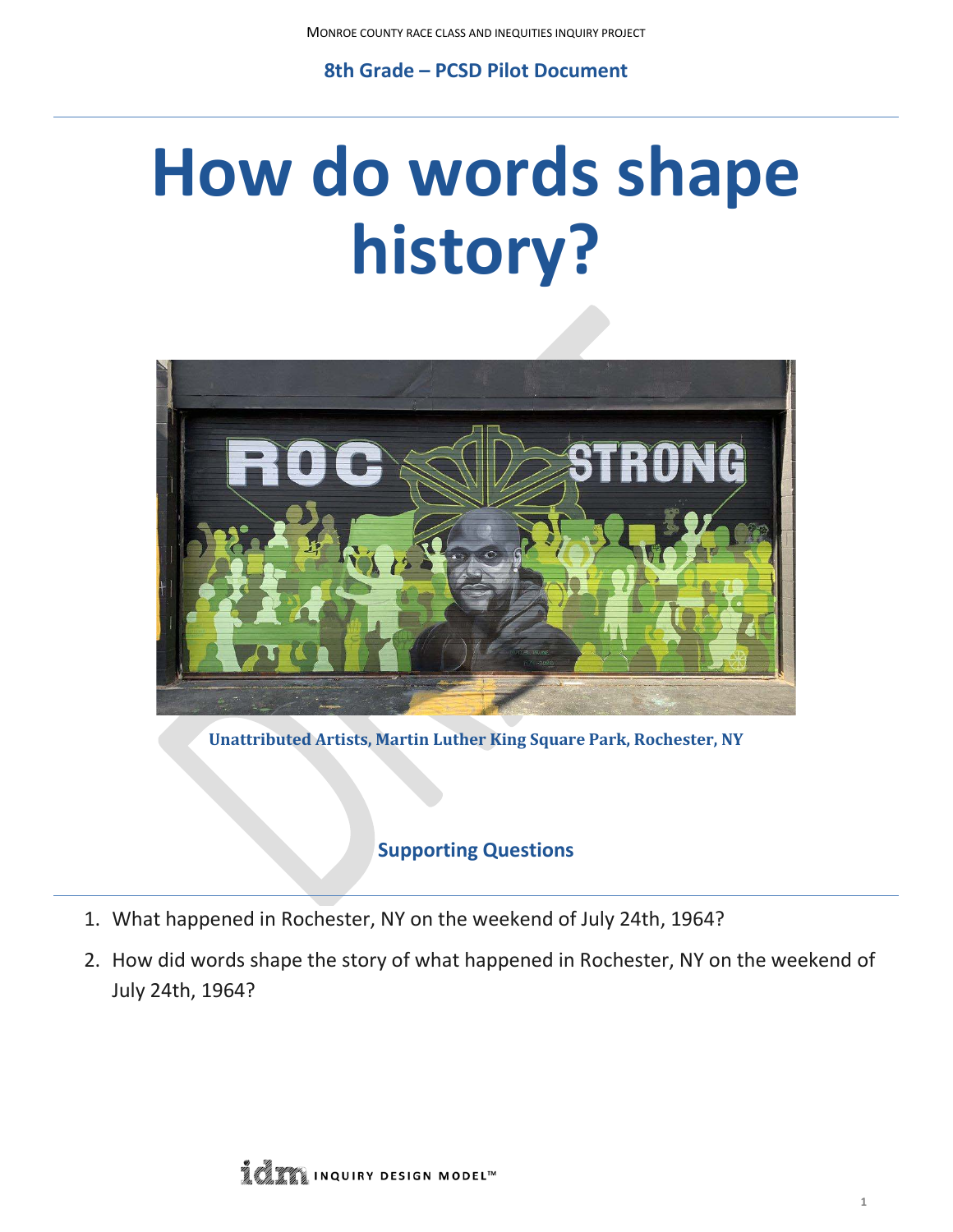MONROE COUNTY RACE CLASS AND INEQUITIES INQUIRY PROJECT

**8th Grade – PCSD Pilot Document**

# How do words shape history?

**Unattributed Artists, Martin Luther King Square Park, Rochester, NY**

## Supporting Questions

1. What happened in Rochester, NY on the weekend of July 24th, 1964?
2. How did words shape the story of what happened in Rochester, NY on the weekend of July 24th, 1964?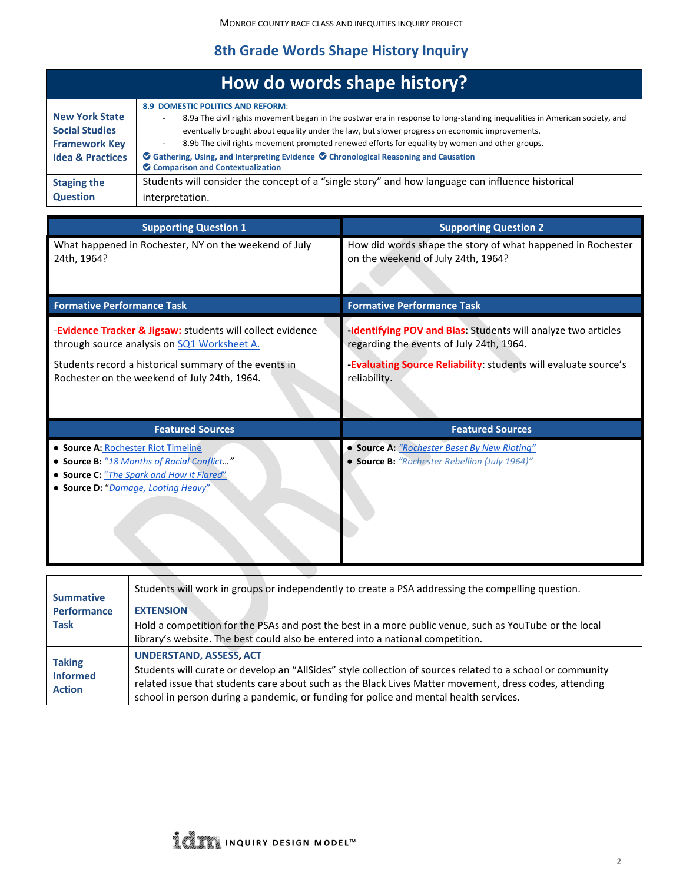MONROE COUNTY RACE CLASS AND INEQUITIES INQUIRY PROJECT

## 8th Grade Words Shape History Inquiry

# How do words shape history?

| | |
|---|---|
| **New York State Social Studies Framework Key Idea & Practices** | **8.9 DOMESTIC POLITICS AND REFORM**:<br>- 8.9a The civil rights movement began in the postwar era in response to long-standing inequalities in American society, and eventually brought about equality under the law, but slower progress on economic improvements.<br>- 8.9b The civil rights movement prompted renewed efforts for equality by women and other groups.<br>✔ **Gathering, Using, and Interpreting Evidence** ✔ **Chronological Reasoning and Causation**<br>✔ **Comparison and Contextualization** |
| **Staging the Question** | Students will consider the concept of a "single story" and how language can influence historical interpretation. |

| Supporting Question 1 | Supporting Question 2 |
|---|---|
| What happened in Rochester, NY on the weekend of July 24th, 1964? | How did words shape the story of what happened in Rochester on the weekend of July 24th, 1964? |
| **Formative Performance Task** | **Formative Performance Task** |
| -**Evidence Tracker & Jigsaw:** students will collect evidence through source analysis on SQ1 Worksheet A.<br><br>Students record a historical summary of the events in Rochester on the weekend of July 24th, 1964. | -**Identifying POV and Bias:** Students will analyze two articles regarding the events of July 24th, 1964.<br><br>-**Evaluating Source Reliability**: students will evaluate source's reliability. |
| **Featured Sources** | **Featured Sources** |
| • **Source A:** Rochester Riot Timeline<br>• **Source B:** *"18 Months of Racial Conflict…"*<br>• **Source C:** *"The Spark and How it Flared"*<br>• **Source D:** "*Damage, Looting Heavy*" | • **Source A:** *"Rochester Beset By New Rioting"*<br>• **Source B:** *"Rochester Rebellion (July 1964)"* |

| | |
|---|---|
| **Summative Performance Task** | Students will work in groups or independently to create a PSA addressing the compelling question. |
| | **EXTENSION**<br>Hold a competition for the PSAs and post the best in a more public venue, such as YouTube or the local library's website. The best could also be entered into a national competition. |
| **Taking Informed Action** | **UNDERSTAND, ASSESS, ACT**<br>Students will curate or develop an "AllSides" style collection of sources related to a school or community related issue that students care about such as the Black Lives Matter movement, dress codes, attending school in person during a pandemic, or funding for police and mental health services. |

idm INQUIRY DESIGN MODEL™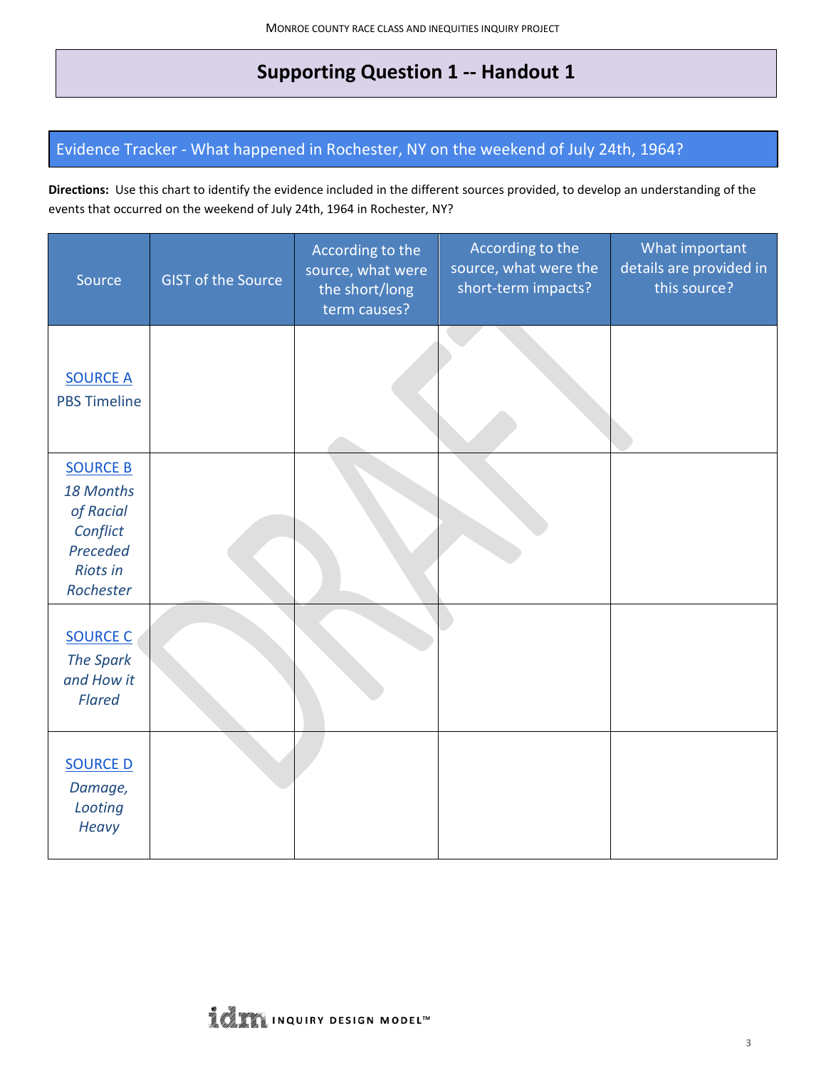# Supporting Question 1 -- Handout 1

## Evidence Tracker - What happened in Rochester, NY on the weekend of July 24th, 1964?

**Directions:** Use this chart to identify the evidence included in the different sources provided, to develop an understanding of the events that occurred on the weekend of July 24th, 1964 in Rochester, NY?

| Source | GIST of the Source | According to the source, what were the short/long term causes? | According to the source, what were the short-term impacts? | What important details are provided in this source? |
|---|---|---|---|---|
| SOURCE A PBS Timeline | | | | |
| SOURCE B *18 Months of Racial Conflict Preceded Riots in Rochester* | | | | |
| SOURCE C *The Spark and How it Flared* | | | | |
| SOURCE D *Damage, Looting Heavy* | | | | |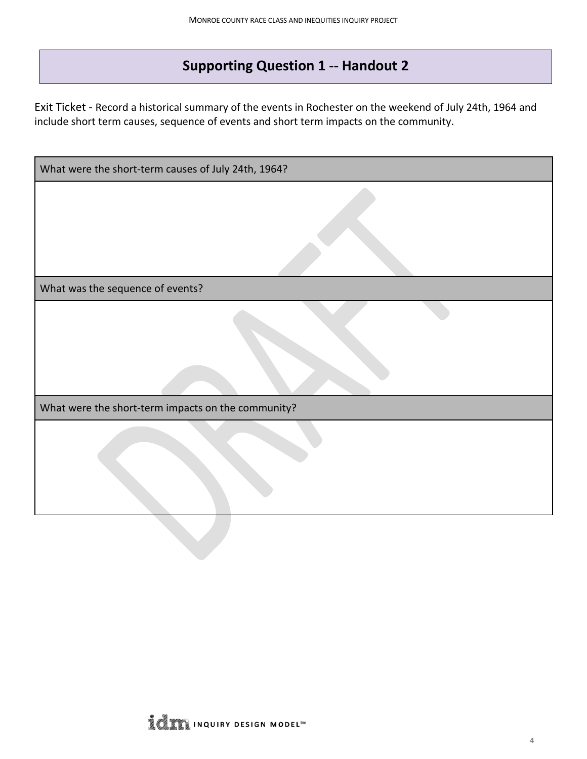## Supporting Question 1 -- Handout 2

Exit Ticket - Record a historical summary of the events in Rochester on the weekend of July 24th, 1964 and include short term causes, sequence of events and short term impacts on the community.

| What were the short-term causes of July 24th, 1964? |
| --- |
| |
| **What was the sequence of events?** |
| |
| **What were the short-term impacts on the community?** |
| |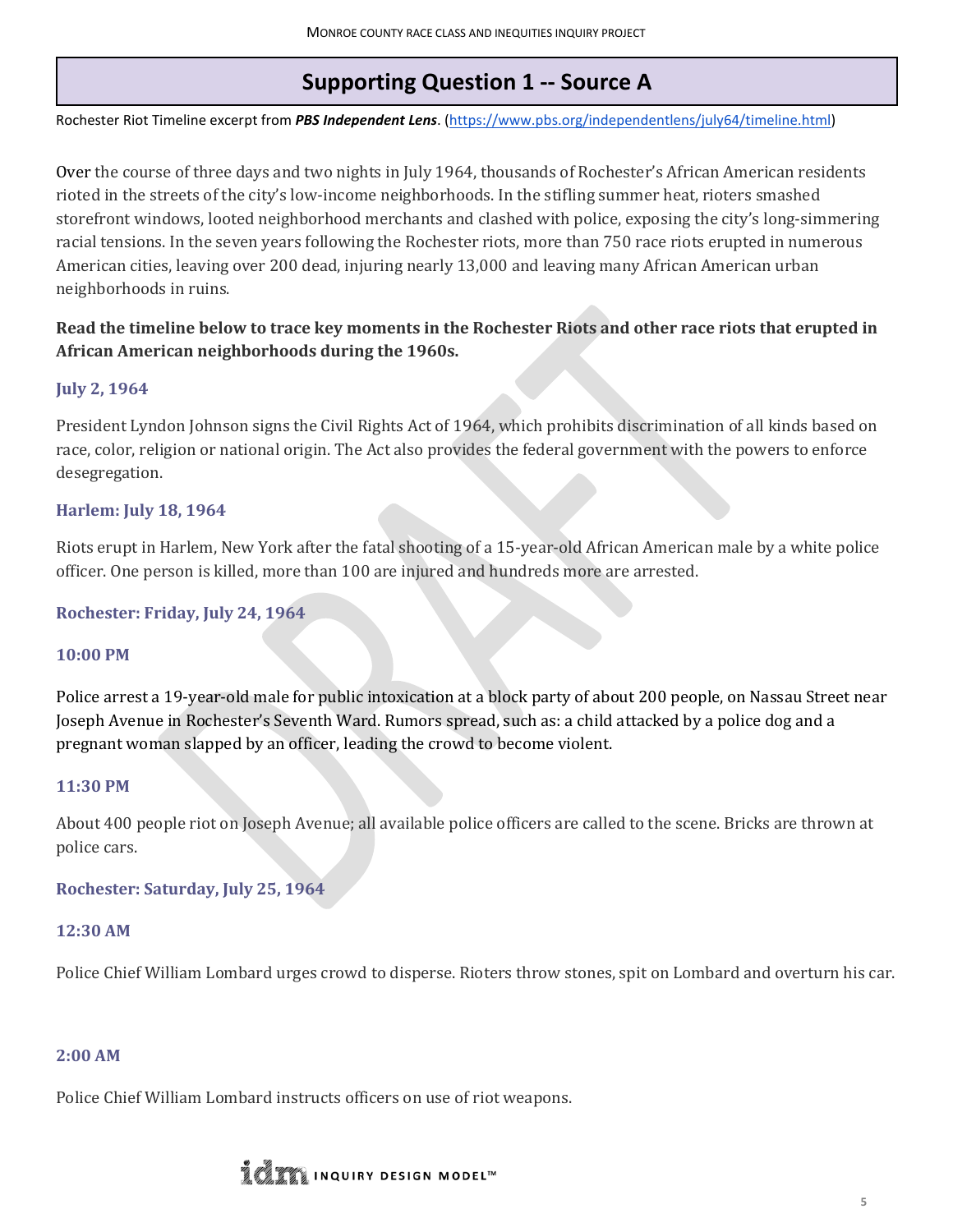# Supporting Question 1 -- Source A

Rochester Riot Timeline excerpt from ***PBS Independent Lens***. (https://www.pbs.org/independentlens/july64/timeline.html)

Over the course of three days and two nights in July 1964, thousands of Rochester's African American residents rioted in the streets of the city's low-income neighborhoods. In the stifling summer heat, rioters smashed storefront windows, looted neighborhood merchants and clashed with police, exposing the city's long-simmering racial tensions. In the seven years following the Rochester riots, more than 750 race riots erupted in numerous American cities, leaving over 200 dead, injuring nearly 13,000 and leaving many African American urban neighborhoods in ruins.

**Read the timeline below to trace key moments in the Rochester Riots and other race riots that erupted in African American neighborhoods during the 1960s.**

### July 2, 1964

President Lyndon Johnson signs the Civil Rights Act of 1964, which prohibits discrimination of all kinds based on race, color, religion or national origin. The Act also provides the federal government with the powers to enforce desegregation.

### Harlem: July 18, 1964

Riots erupt in Harlem, New York after the fatal shooting of a 15-year-old African American male by a white police officer. One person is killed, more than 100 are injured and hundreds more are arrested.

### Rochester: Friday, July 24, 1964

#### 10:00 PM

Police arrest a 19-year-old male for public intoxication at a block party of about 200 people, on Nassau Street near Joseph Avenue in Rochester's Seventh Ward. Rumors spread, such as: a child attacked by a police dog and a pregnant woman slapped by an officer, leading the crowd to become violent.

#### 11:30 PM

About 400 people riot on Joseph Avenue; all available police officers are called to the scene. Bricks are thrown at police cars.

### Rochester: Saturday, July 25, 1964

#### 12:30 AM

Police Chief William Lombard urges crowd to disperse. Rioters throw stones, spit on Lombard and overturn his car.

#### 2:00 AM

Police Chief William Lombard instructs officers on use of riot weapons.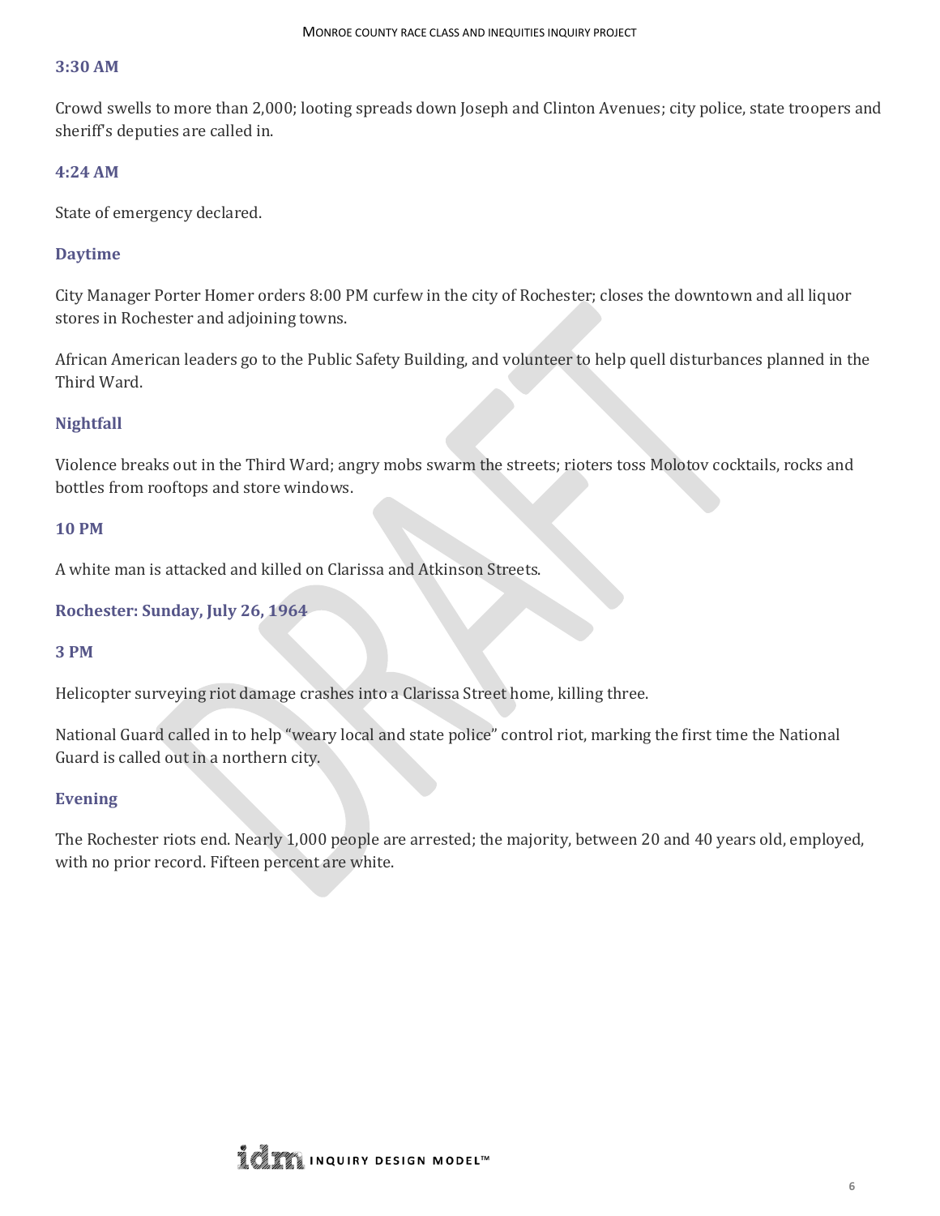### 3:30 AM

Crowd swells to more than 2,000; looting spreads down Joseph and Clinton Avenues; city police, state troopers and sheriff's deputies are called in.

### 4:24 AM

State of emergency declared.

### Daytime

City Manager Porter Homer orders 8:00 PM curfew in the city of Rochester; closes the downtown and all liquor stores in Rochester and adjoining towns.

African American leaders go to the Public Safety Building, and volunteer to help quell disturbances planned in the Third Ward.

### Nightfall

Violence breaks out in the Third Ward; angry mobs swarm the streets; rioters toss Molotov cocktails, rocks and bottles from rooftops and store windows.

### 10 PM

A white man is attacked and killed on Clarissa and Atkinson Streets.

### Rochester: Sunday, July 26, 1964

### 3 PM

Helicopter surveying riot damage crashes into a Clarissa Street home, killing three.

National Guard called in to help "weary local and state police" control riot, marking the first time the National Guard is called out in a northern city.

### Evening

The Rochester riots end. Nearly 1,000 people are arrested; the majority, between 20 and 40 years old, employed, with no prior record. Fifteen percent are white.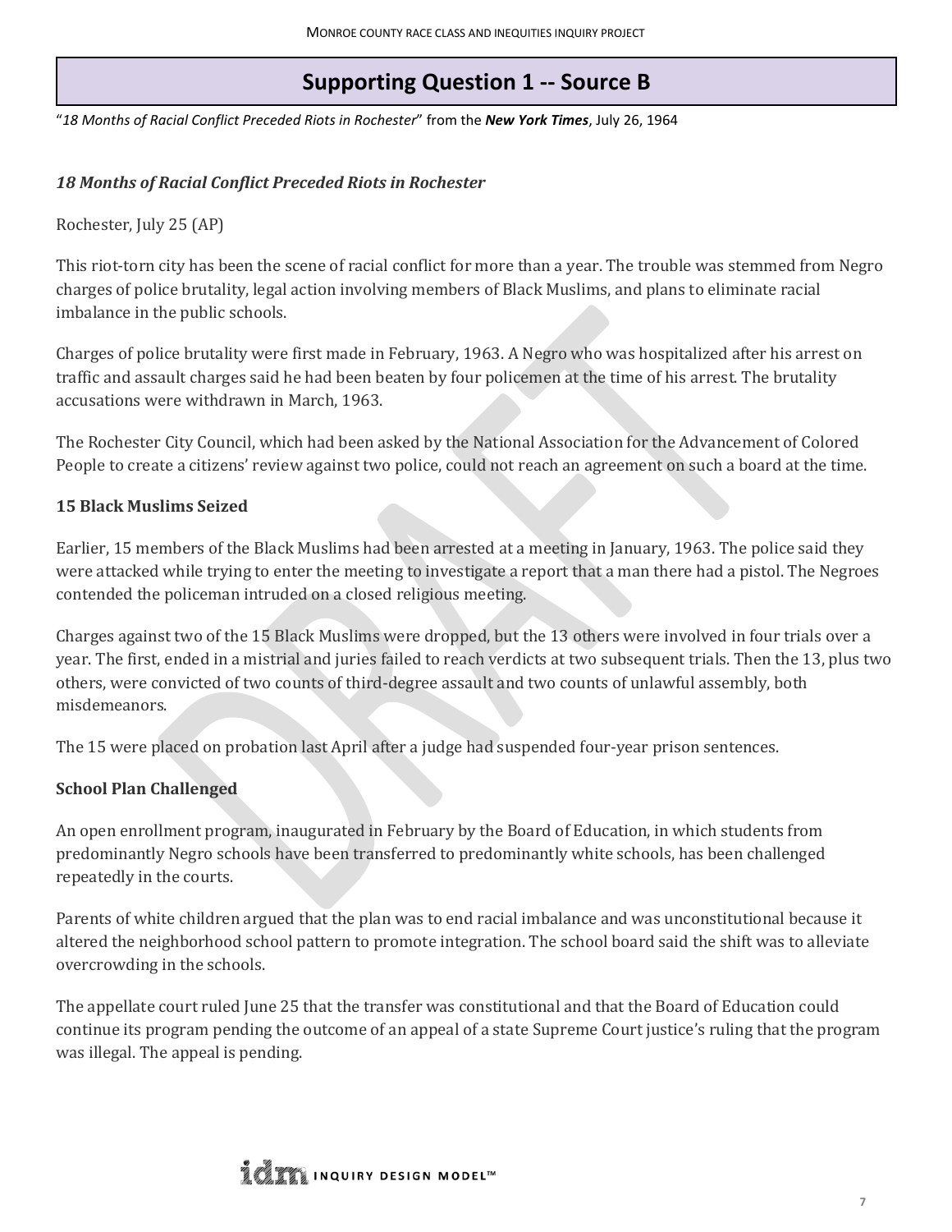## Supporting Question 1 -- Source B

"*18 Months of Racial Conflict Preceded Riots in Rochester*" from the ***New York Times***, July 26, 1964

### *18 Months of Racial Conflict Preceded Riots in Rochester*

Rochester, July 25 (AP)

This riot-torn city has been the scene of racial conflict for more than a year. The trouble was stemmed from Negro charges of police brutality, legal action involving members of Black Muslims, and plans to eliminate racial imbalance in the public schools.

Charges of police brutality were first made in February, 1963. A Negro who was hospitalized after his arrest on traffic and assault charges said he had been beaten by four policemen at the time of his arrest. The brutality accusations were withdrawn in March, 1963.

The Rochester City Council, which had been asked by the National Association for the Advancement of Colored People to create a citizens' review against two police, could not reach an agreement on such a board at the time.

**15 Black Muslims Seized**

Earlier, 15 members of the Black Muslims had been arrested at a meeting in January, 1963. The police said they were attacked while trying to enter the meeting to investigate a report that a man there had a pistol. The Negroes contended the policeman intruded on a closed religious meeting.

Charges against two of the 15 Black Muslims were dropped, but the 13 others were involved in four trials over a year. The first, ended in a mistrial and juries failed to reach verdicts at two subsequent trials. Then the 13, plus two others, were convicted of two counts of third-degree assault and two counts of unlawful assembly, both misdemeanors.

The 15 were placed on probation last April after a judge had suspended four-year prison sentences.

**School Plan Challenged**

An open enrollment program, inaugurated in February by the Board of Education, in which students from predominantly Negro schools have been transferred to predominantly white schools, has been challenged repeatedly in the courts.

Parents of white children argued that the plan was to end racial imbalance and was unconstitutional because it altered the neighborhood school pattern to promote integration. The school board said the shift was to alleviate overcrowding in the schools.

The appellate court ruled June 25 that the transfer was constitutional and that the Board of Education could continue its program pending the outcome of an appeal of a state Supreme Court justice's ruling that the program was illegal. The appeal is pending.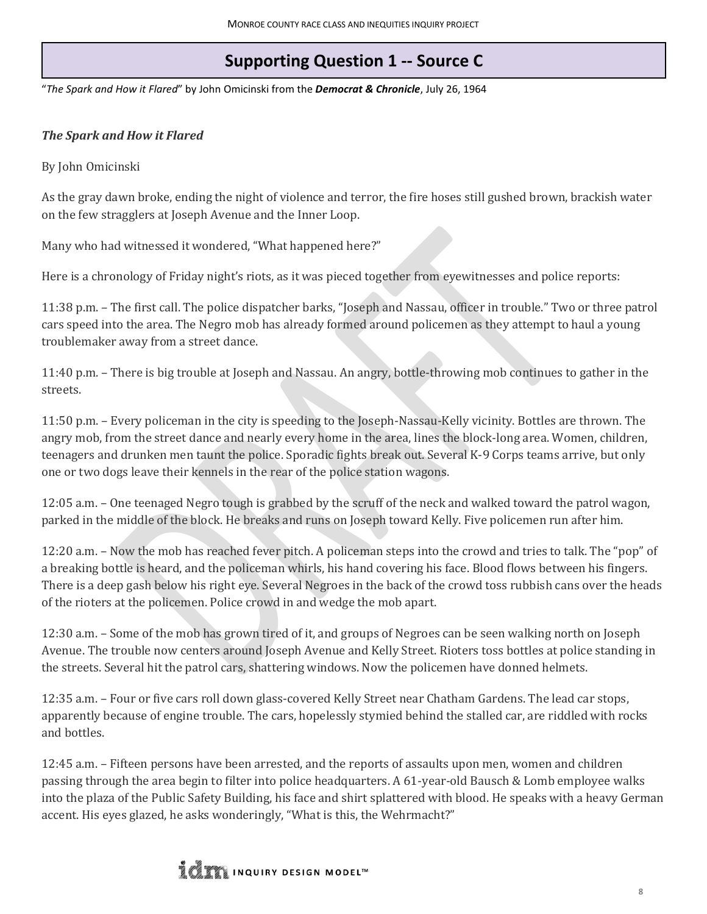## Supporting Question 1 -- Source C

"*The Spark and How it Flared*" by John Omicinski from the ***Democrat & Chronicle***, July 26, 1964

***The Spark and How it Flared***

By John Omicinski

As the gray dawn broke, ending the night of violence and terror, the fire hoses still gushed brown, brackish water on the few stragglers at Joseph Avenue and the Inner Loop.

Many who had witnessed it wondered, "What happened here?"

Here is a chronology of Friday night's riots, as it was pieced together from eyewitnesses and police reports:

11:38 p.m. – The first call. The police dispatcher barks, "Joseph and Nassau, officer in trouble." Two or three patrol cars speed into the area. The Negro mob has already formed around policemen as they attempt to haul a young troublemaker away from a street dance.

11:40 p.m. – There is big trouble at Joseph and Nassau. An angry, bottle-throwing mob continues to gather in the streets.

11:50 p.m. – Every policeman in the city is speeding to the Joseph-Nassau-Kelly vicinity. Bottles are thrown. The angry mob, from the street dance and nearly every home in the area, lines the block-long area. Women, children, teenagers and drunken men taunt the police. Sporadic fights break out. Several K-9 Corps teams arrive, but only one or two dogs leave their kennels in the rear of the police station wagons.

12:05 a.m. – One teenaged Negro tough is grabbed by the scruff of the neck and walked toward the patrol wagon, parked in the middle of the block. He breaks and runs on Joseph toward Kelly. Five policemen run after him.

12:20 a.m. – Now the mob has reached fever pitch. A policeman steps into the crowd and tries to talk. The "pop" of a breaking bottle is heard, and the policeman whirls, his hand covering his face. Blood flows between his fingers. There is a deep gash below his right eye. Several Negroes in the back of the crowd toss rubbish cans over the heads of the rioters at the policemen. Police crowd in and wedge the mob apart.

12:30 a.m. – Some of the mob has grown tired of it, and groups of Negroes can be seen walking north on Joseph Avenue. The trouble now centers around Joseph Avenue and Kelly Street. Rioters toss bottles at police standing in the streets. Several hit the patrol cars, shattering windows. Now the policemen have donned helmets.

12:35 a.m. – Four or five cars roll down glass-covered Kelly Street near Chatham Gardens. The lead car stops, apparently because of engine trouble. The cars, hopelessly stymied behind the stalled car, are riddled with rocks and bottles.

12:45 a.m. – Fifteen persons have been arrested, and the reports of assaults upon men, women and children passing through the area begin to filter into police headquarters. A 61-year-old Bausch & Lomb employee walks into the plaza of the Public Safety Building, his face and shirt splattered with blood. He speaks with a heavy German accent. His eyes glazed, he asks wonderingly, "What is this, the Wehrmacht?"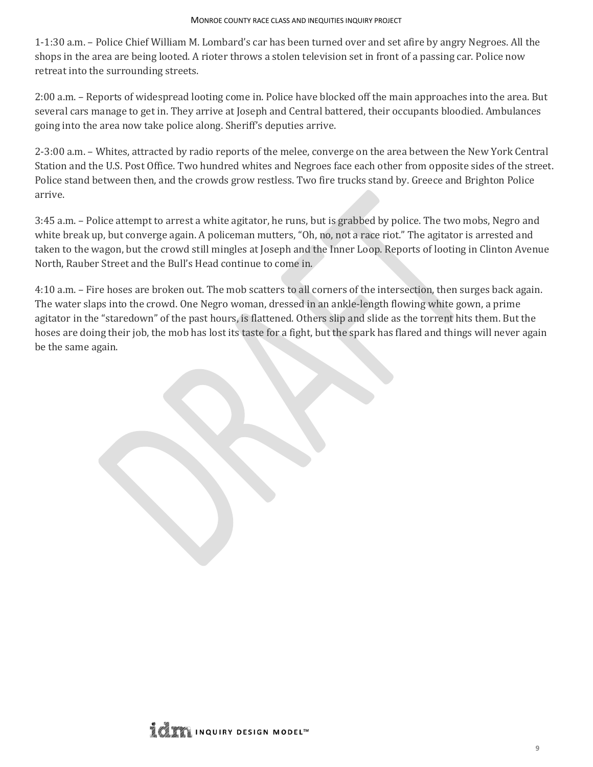1-1:30 a.m. – Police Chief William M. Lombard's car has been turned over and set afire by angry Negroes. All the shops in the area are being looted. A rioter throws a stolen television set in front of a passing car. Police now retreat into the surrounding streets.

2:00 a.m. – Reports of widespread looting come in. Police have blocked off the main approaches into the area. But several cars manage to get in. They arrive at Joseph and Central battered, their occupants bloodied. Ambulances going into the area now take police along. Sheriff's deputies arrive.

2-3:00 a.m. – Whites, attracted by radio reports of the melee, converge on the area between the New York Central Station and the U.S. Post Office. Two hundred whites and Negroes face each other from opposite sides of the street. Police stand between then, and the crowds grow restless. Two fire trucks stand by. Greece and Brighton Police arrive.

3:45 a.m. – Police attempt to arrest a white agitator, he runs, but is grabbed by police. The two mobs, Negro and white break up, but converge again. A policeman mutters, "Oh, no, not a race riot." The agitator is arrested and taken to the wagon, but the crowd still mingles at Joseph and the Inner Loop. Reports of looting in Clinton Avenue North, Rauber Street and the Bull's Head continue to come in.

4:10 a.m. – Fire hoses are broken out. The mob scatters to all corners of the intersection, then surges back again. The water slaps into the crowd. One Negro woman, dressed in an ankle-length flowing white gown, a prime agitator in the "staredown" of the past hours, is flattened. Others slip and slide as the torrent hits them. But the hoses are doing their job, the mob has lost its taste for a fight, but the spark has flared and things will never again be the same again.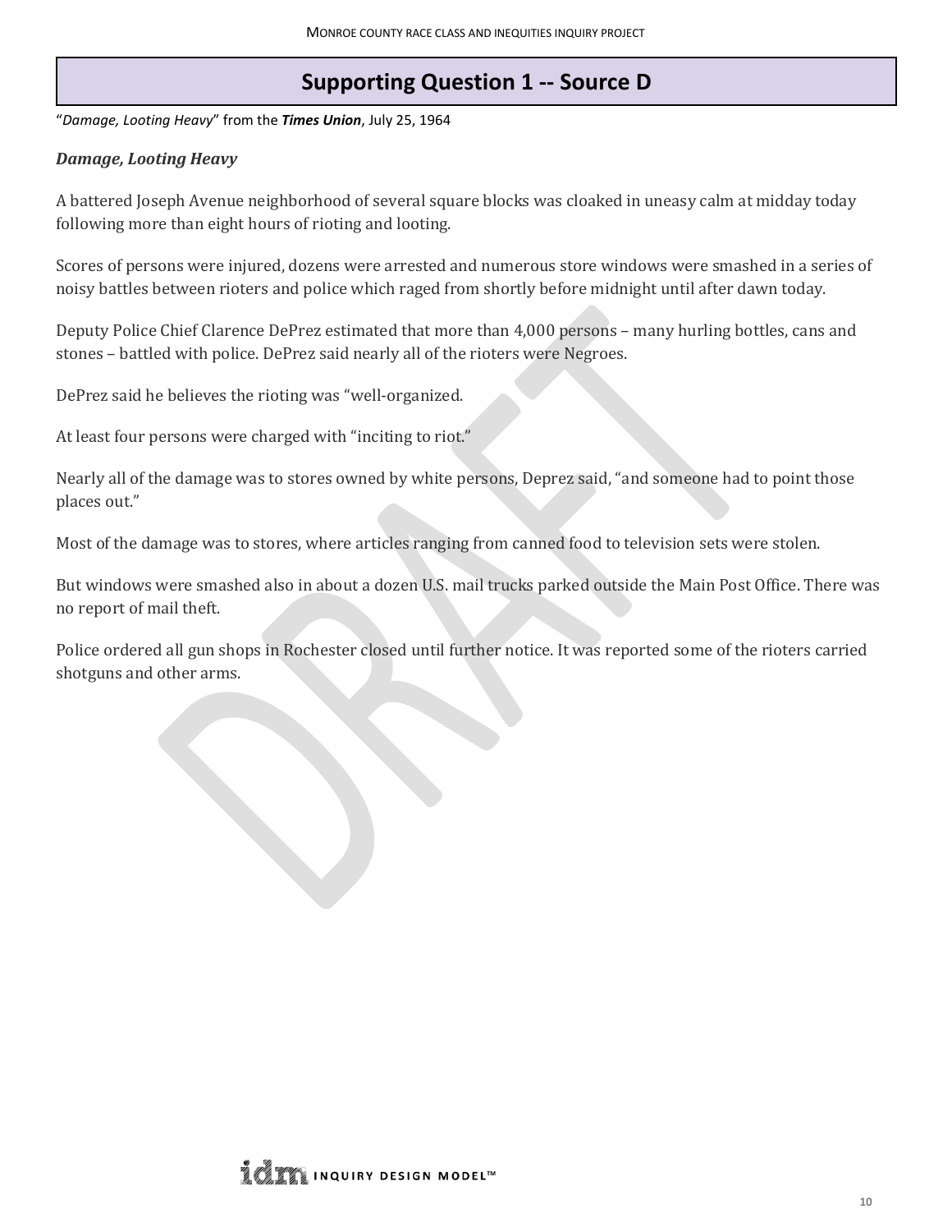# Supporting Question 1 -- Source D

"*Damage, Looting Heavy*" from the ***Times Union***, July 25, 1964

***Damage, Looting Heavy***

A battered Joseph Avenue neighborhood of several square blocks was cloaked in uneasy calm at midday today following more than eight hours of rioting and looting.

Scores of persons were injured, dozens were arrested and numerous store windows were smashed in a series of noisy battles between rioters and police which raged from shortly before midnight until after dawn today.

Deputy Police Chief Clarence DePrez estimated that more than 4,000 persons – many hurling bottles, cans and stones – battled with police. DePrez said nearly all of the rioters were Negroes.

DePrez said he believes the rioting was "well-organized.

At least four persons were charged with "inciting to riot."

Nearly all of the damage was to stores owned by white persons, Deprez said, "and someone had to point those places out."

Most of the damage was to stores, where articles ranging from canned food to television sets were stolen.

But windows were smashed also in about a dozen U.S. mail trucks parked outside the Main Post Office. There was no report of mail theft.

Police ordered all gun shops in Rochester closed until further notice. It was reported some of the rioters carried shotguns and other arms.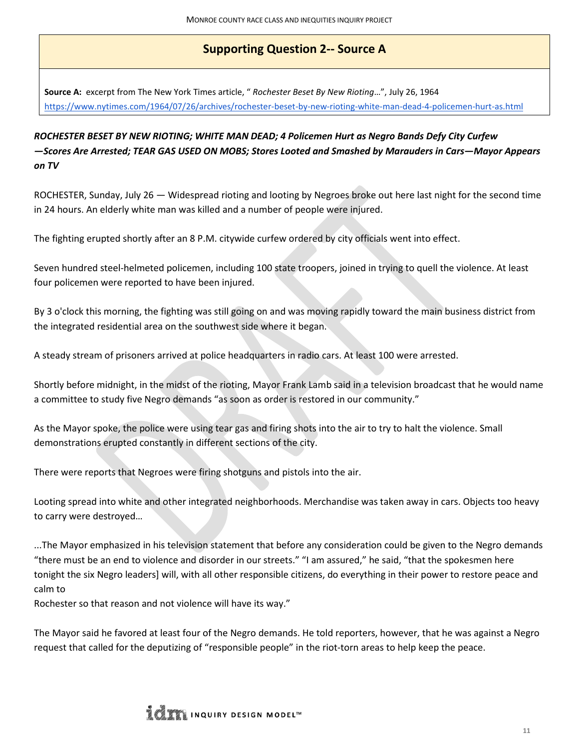## Supporting Question 2-- Source A

**Source A:** excerpt from The New York Times article, " *Rochester Beset By New Rioting*…", July 26, 1964
https://www.nytimes.com/1964/07/26/archives/rochester-beset-by-new-rioting-white-man-dead-4-policemen-hurt-as.html

***ROCHESTER BESET BY NEW RIOTING; WHITE MAN DEAD; 4 Policemen Hurt as Negro Bands Defy City Curfew —Scores Are Arrested; TEAR GAS USED ON MOBS; Stores Looted and Smashed by Marauders in Cars—Mayor Appears on TV***

ROCHESTER, Sunday, July 26 — Widespread rioting and looting by Negroes broke out here last night for the second time in 24 hours. An elderly white man was killed and a number of people were injured.

The fighting erupted shortly after an 8 P.M. citywide curfew ordered by city officials went into effect.

Seven hundred steel-helmeted policemen, including 100 state troopers, joined in trying to quell the violence. At least four policemen were reported to have been injured.

By 3 o'clock this morning, the fighting was still going on and was moving rapidly toward the main business district from the integrated residential area on the southwest side where it began.

A steady stream of prisoners arrived at police headquarters in radio cars. At least 100 were arrested.

Shortly before midnight, in the midst of the rioting, Mayor Frank Lamb said in a television broadcast that he would name a committee to study five Negro demands "as soon as order is restored in our community."

As the Mayor spoke, the police were using tear gas and firing shots into the air to try to halt the violence. Small demonstrations erupted constantly in different sections of the city.

There were reports that Negroes were firing shotguns and pistols into the air.

Looting spread into white and other integrated neighborhoods. Merchandise was taken away in cars. Objects too heavy to carry were destroyed…

...The Mayor emphasized in his television statement that before any consideration could be given to the Negro demands "there must be an end to violence and disorder in our streets." "I am assured," he said, "that the spokesmen here tonight the six Negro leaders] will, with all other responsible citizens, do everything in their power to restore peace and calm to
Rochester so that reason and not violence will have its way."

The Mayor said he favored at least four of the Negro demands. He told reporters, however, that he was against a Negro request that called for the deputizing of "responsible people" in the riot-torn areas to help keep the peace.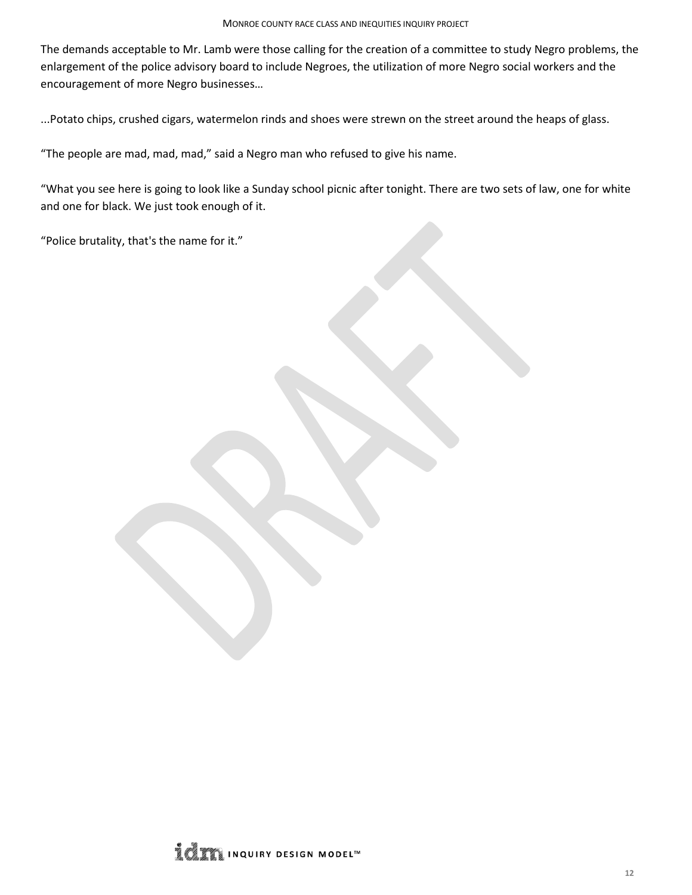The demands acceptable to Mr. Lamb were those calling for the creation of a committee to study Negro problems, the enlargement of the police advisory board to include Negroes, the utilization of more Negro social workers and the encouragement of more Negro businesses…

...Potato chips, crushed cigars, watermelon rinds and shoes were strewn on the street around the heaps of glass.

“The people are mad, mad, mad,” said a Negro man who refused to give his name.

“What you see here is going to look like a Sunday school picnic after tonight. There are two sets of law, one for white and one for black. We just took enough of it.

“Police brutality, that's the name for it.”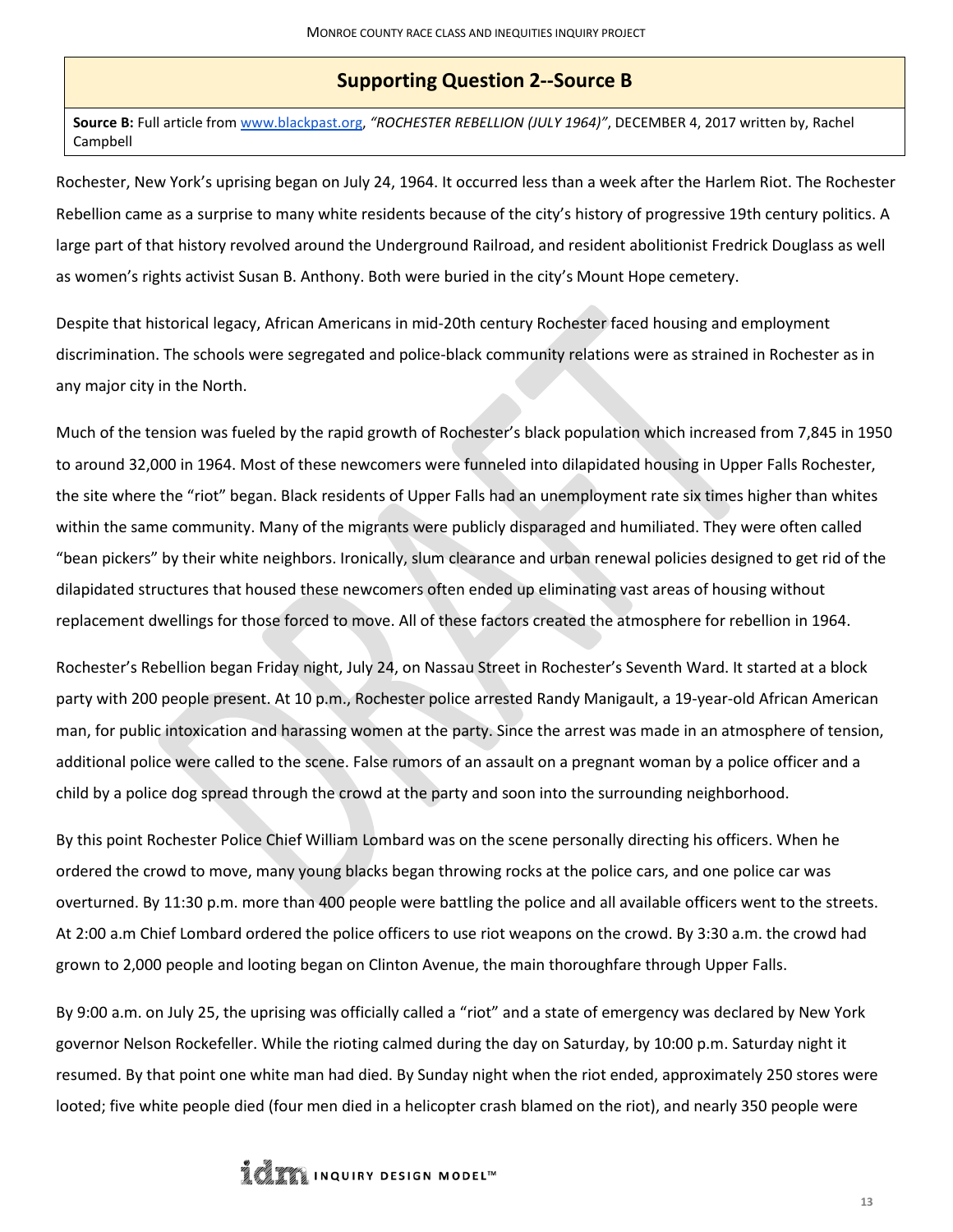## Supporting Question 2--Source B

**Source B:** Full article from www.blackpast.org, *"ROCHESTER REBELLION (JULY 1964)"*, DECEMBER 4, 2017 written by, Rachel Campbell

Rochester, New York's uprising began on July 24, 1964. It occurred less than a week after the Harlem Riot. The Rochester Rebellion came as a surprise to many white residents because of the city's history of progressive 19th century politics. A large part of that history revolved around the Underground Railroad, and resident abolitionist Fredrick Douglass as well as women's rights activist Susan B. Anthony. Both were buried in the city's Mount Hope cemetery.

Despite that historical legacy, African Americans in mid-20th century Rochester faced housing and employment discrimination. The schools were segregated and police-black community relations were as strained in Rochester as in any major city in the North.

Much of the tension was fueled by the rapid growth of Rochester's black population which increased from 7,845 in 1950 to around 32,000 in 1964. Most of these newcomers were funneled into dilapidated housing in Upper Falls Rochester, the site where the "riot" began. Black residents of Upper Falls had an unemployment rate six times higher than whites within the same community. Many of the migrants were publicly disparaged and humiliated. They were often called "bean pickers" by their white neighbors. Ironically, slum clearance and urban renewal policies designed to get rid of the dilapidated structures that housed these newcomers often ended up eliminating vast areas of housing without replacement dwellings for those forced to move. All of these factors created the atmosphere for rebellion in 1964.

Rochester's Rebellion began Friday night, July 24, on Nassau Street in Rochester's Seventh Ward. It started at a block party with 200 people present. At 10 p.m., Rochester police arrested Randy Manigault, a 19-year-old African American man, for public intoxication and harassing women at the party. Since the arrest was made in an atmosphere of tension, additional police were called to the scene. False rumors of an assault on a pregnant woman by a police officer and a child by a police dog spread through the crowd at the party and soon into the surrounding neighborhood.

By this point Rochester Police Chief William Lombard was on the scene personally directing his officers. When he ordered the crowd to move, many young blacks began throwing rocks at the police cars, and one police car was overturned. By 11:30 p.m. more than 400 people were battling the police and all available officers went to the streets. At 2:00 a.m Chief Lombard ordered the police officers to use riot weapons on the crowd. By 3:30 a.m. the crowd had grown to 2,000 people and looting began on Clinton Avenue, the main thoroughfare through Upper Falls.

By 9:00 a.m. on July 25, the uprising was officially called a "riot" and a state of emergency was declared by New York governor Nelson Rockefeller. While the rioting calmed during the day on Saturday, by 10:00 p.m. Saturday night it resumed. By that point one white man had died. By Sunday night when the riot ended, approximately 250 stores were looted; five white people died (four men died in a helicopter crash blamed on the riot), and nearly 350 people were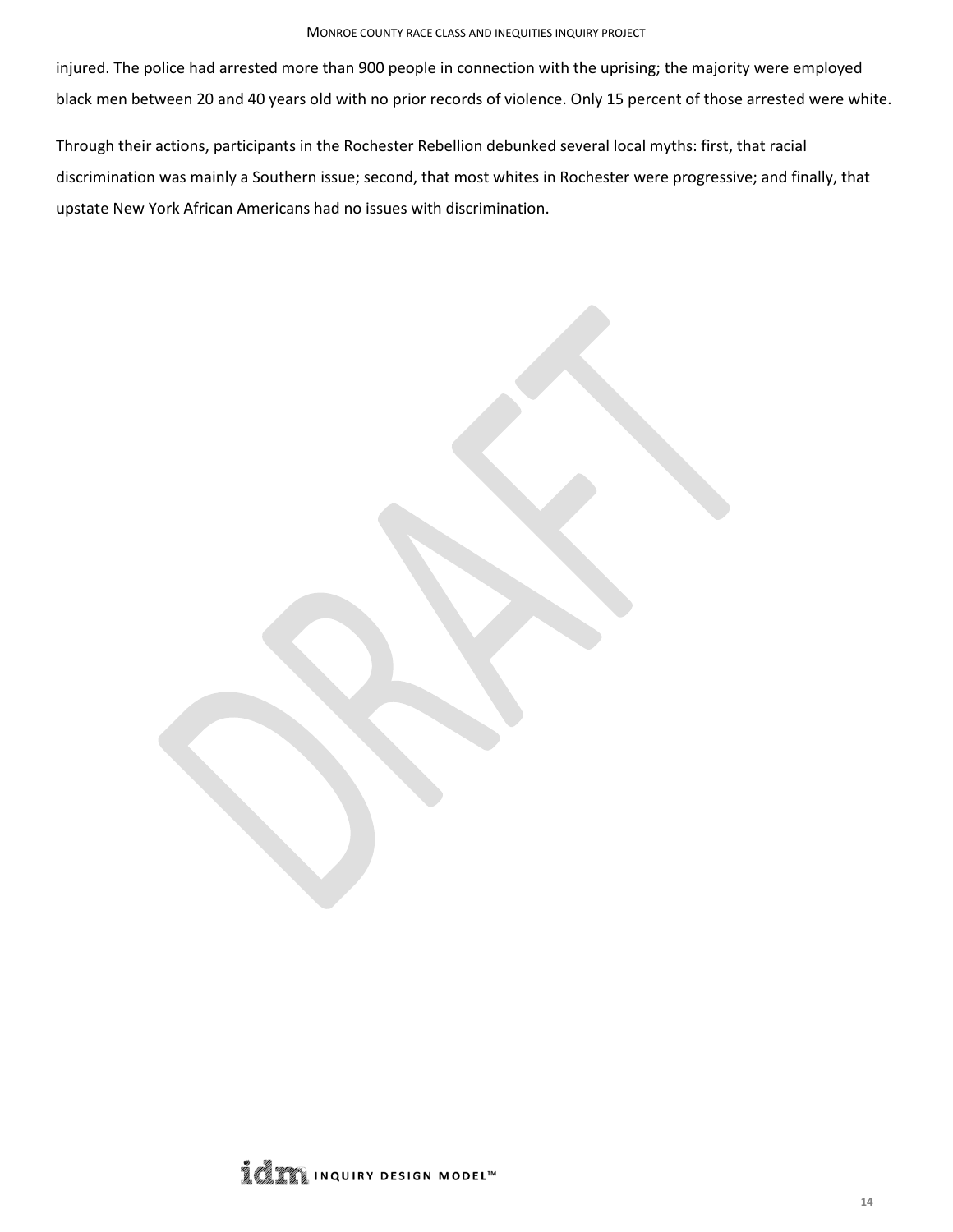injured. The police had arrested more than 900 people in connection with the uprising; the majority were employed black men between 20 and 40 years old with no prior records of violence. Only 15 percent of those arrested were white.

Through their actions, participants in the Rochester Rebellion debunked several local myths: first, that racial discrimination was mainly a Southern issue; second, that most whites in Rochester were progressive; and finally, that upstate New York African Americans had no issues with discrimination.